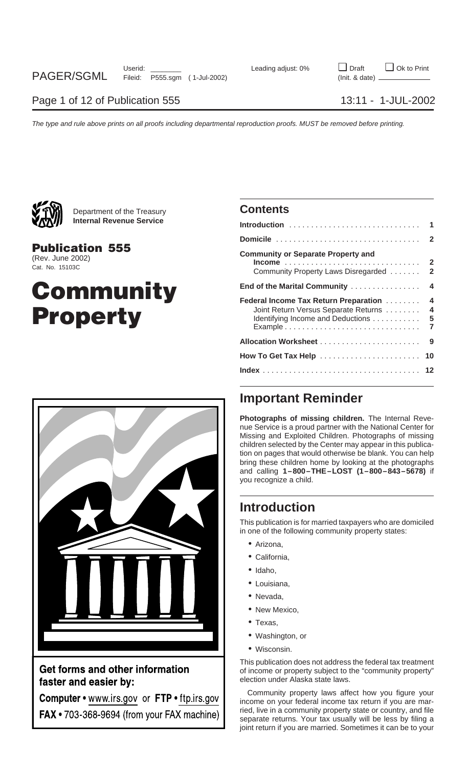Department of the Treasury
**Internal Revenue Service**

**Publication 555**
(Rev. June 2002)
Cat. No. 15103C

# Community Property

**Get forms and other information faster and easier by:**

**Computer** • www.irs.gov or **FTP** • ftp.irs.gov

**FAX** • 703-368-9694 (from your FAX machine)

## Contents

| | |
|---|---|
| **Introduction** | 1 |
| **Domicile** | 2 |
| **Community or Separate Property and Income** | 2 |
| Community Property Laws Disregarded | 2 |
| **End of the Marital Community** | 4 |
| **Federal Income Tax Return Preparation** | 4 |
| Joint Return Versus Separate Returns | 4 |
| Identifying Income and Deductions | 5 |
| Example | 7 |
| **Allocation Worksheet** | 9 |
| **How To Get Tax Help** | 10 |
| **Index** | 12 |

## Important Reminder

**Photographs of missing children.** The Internal Revenue Service is a proud partner with the National Center for Missing and Exploited Children. Photographs of missing children selected by the Center may appear in this publication on pages that would otherwise be blank. You can help bring these children home by looking at the photographs and calling **1–800–THE–LOST (1–800–843–5678)** if you recognize a child.

## Introduction

This publication is for married taxpayers who are domiciled in one of the following community property states:

- Arizona,
- California,
- Idaho,
- Louisiana,
- Nevada,
- New Mexico,
- Texas,
- Washington, or
- Wisconsin.

This publication does not address the federal tax treatment of income or property subject to the "community property" election under Alaska state laws.

Community property laws affect how you figure your income on your federal income tax return if you are married, live in a community property state or country, and file separate returns. Your tax usually will be less by filing a joint return if you are married. Sometimes it can be to your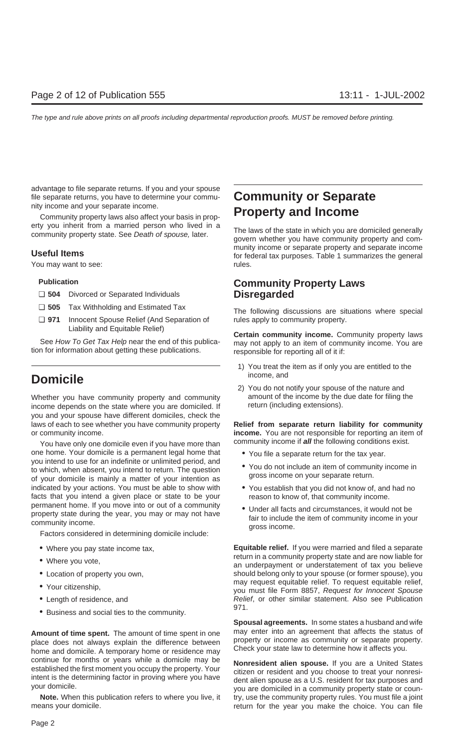advantage to file separate returns. If you and your spouse file separate returns, you have to determine your community income and your separate income.

Community property laws also affect your basis in property you inherit from a married person who lived in a community property state. See *Death of spouse,* later.

### Useful Items

You may want to see:

**Publication**

- ❑ **504** Divorced or Separated Individuals
- ❑ **505** Tax Withholding and Estimated Tax
- ❑ **971** Innocent Spouse Relief (And Separation of Liability and Equitable Relief)

See *How To Get Tax Help* near the end of this publication for information about getting these publications.

## Domicile

Whether you have community property and community income depends on the state where you are domiciled. If you and your spouse have different domiciles, check the laws of each to see whether you have community property or community income.

You have only one domicile even if you have more than one home. Your domicile is a permanent legal home that you intend to use for an indefinite or unlimited period, and to which, when absent, you intend to return. The question of your domicile is mainly a matter of your intention as indicated by your actions. You must be able to show with facts that you intend a given place or state to be your permanent home. If you move into or out of a community property state during the year, you may or may not have community income.

Factors considered in determining domicile include:

- Where you pay state income tax,
- Where you vote,
- Location of property you own,
- Your citizenship,
- Length of residence, and
- Business and social ties to the community.

**Amount of time spent.** The amount of time spent in one place does not always explain the difference between home and domicile. A temporary home or residence may continue for months or years while a domicile may be established the first moment you occupy the property. Your intent is the determining factor in proving where you have your domicile.

**Note.** When this publication refers to where you live, it means your domicile.

## Community or Separate Property and Income

The laws of the state in which you are domiciled generally govern whether you have community property and community income or separate property and separate income for federal tax purposes. Table 1 summarizes the general rules.

### Community Property Laws Disregarded

The following discussions are situations where special rules apply to community property.

**Certain community income.** Community property laws may not apply to an item of community income. You are responsible for reporting all of it if:

1) You treat the item as if only you are entitled to the income, and
2) You do not notify your spouse of the nature and amount of the income by the due date for filing the return (including extensions).

**Relief from separate return liability for community income.** You are not responsible for reporting an item of community income if ***all*** the following conditions exist.

- You file a separate return for the tax year.
- You do not include an item of community income in gross income on your separate return.
- You establish that you did not know of, and had no reason to know of, that community income.
- Under all facts and circumstances, it would not be fair to include the item of community income in your gross income.

**Equitable relief.** If you were married and filed a separate return in a community property state and are now liable for an underpayment or understatement of tax you believe should belong only to your spouse (or former spouse), you may request equitable relief. To request equitable relief, you must file Form 8857, *Request for Innocent Spouse Relief*, or other similar statement. Also see Publication 971.

**Spousal agreements.** In some states a husband and wife may enter into an agreement that affects the status of property or income as community or separate property. Check your state law to determine how it affects you.

**Nonresident alien spouse.** If you are a United States citizen or resident and you choose to treat your nonresident alien spouse as a U.S. resident for tax purposes and you are domiciled in a community property state or country, use the community property rules. You must file a joint return for the year you make the choice. You can file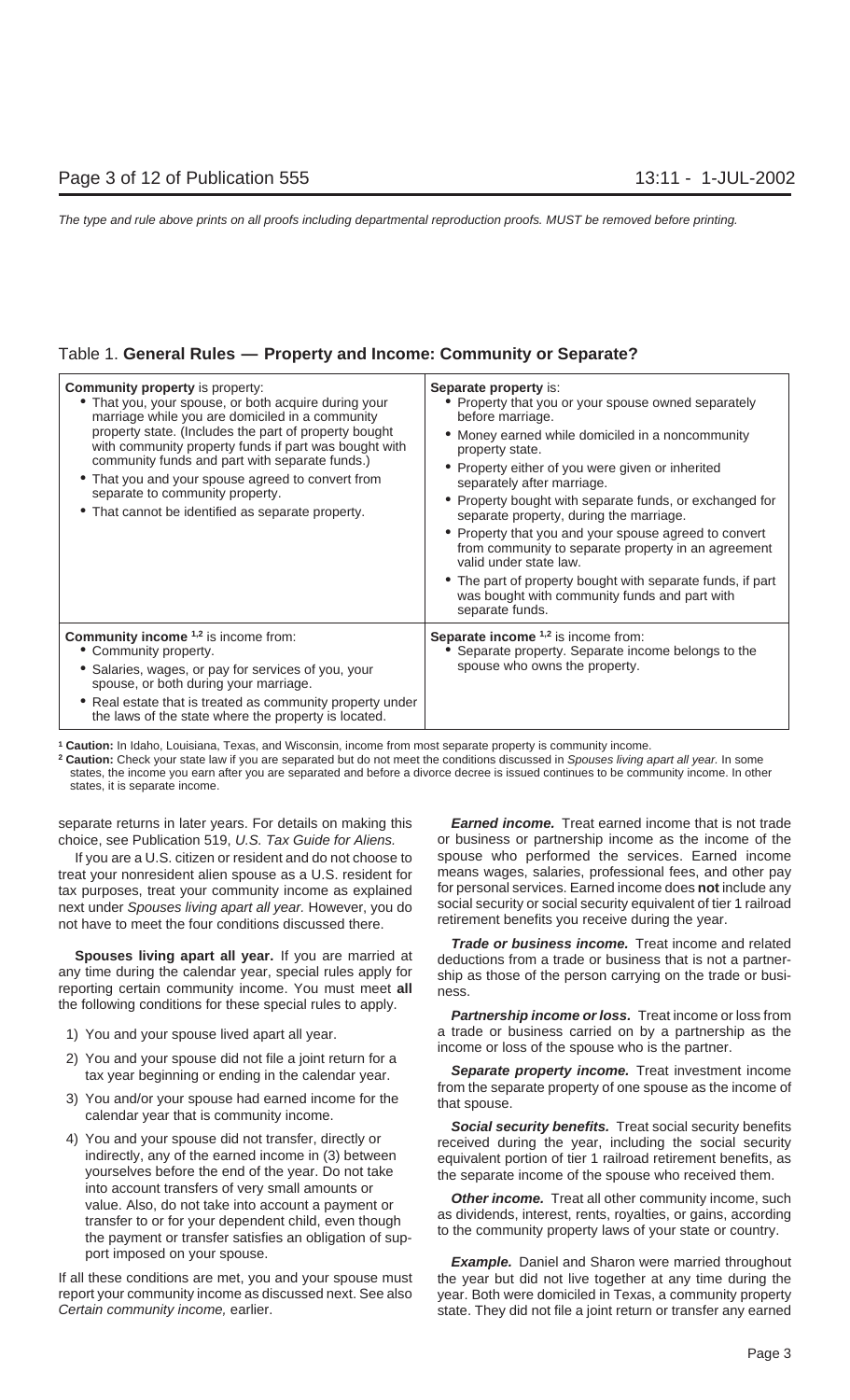Table 1. **General Rules — Property and Income: Community or Separate?**

| **Community property** is property: | **Separate property** is: |
|---|---|
| • That you, your spouse, or both acquire during your marriage while you are domiciled in a community property state. (Includes the part of property bought with community property funds if part was bought with community funds and part with separate funds.)<br>• That you and your spouse agreed to convert from separate to community property.<br>• That cannot be identified as separate property. | • Property that you or your spouse owned separately before marriage.<br>• Money earned while domiciled in a noncommunity property state.<br>• Property either of you were given or inherited separately after marriage.<br>• Property bought with separate funds, or exchanged for separate property, during the marriage.<br>• Property that you and your spouse agreed to convert from community to separate property in an agreement valid under state law.<br>• The part of property bought with separate funds, if part was bought with community funds and part with separate funds. |
| **Community income** [1,2] is income from:<br>• Community property.<br>• Salaries, wages, or pay for services of you, your spouse, or both during your marriage.<br>• Real estate that is treated as community property under the laws of the state where the property is located. | **Separate income** [1,2] is income from:<br>• Separate property. Separate income belongs to the spouse who owns the property. |

[1] **Caution:** In Idaho, Louisiana, Texas, and Wisconsin, income from most separate property is community income.

[2] **Caution:** Check your state law if you are separated but do not meet the conditions discussed in *Spouses living apart all year.* In some states, the income you earn after you are separated and before a divorce decree is issued continues to be community income. In other states, it is separate income.

separate returns in later years. For details on making this choice, see Publication 519, *U.S. Tax Guide for Aliens.*

If you are a U.S. citizen or resident and do not choose to treat your nonresident alien spouse as a U.S. resident for tax purposes, treat your community income as explained next under *Spouses living apart all year.* However, you do not have to meet the four conditions discussed there.

**Spouses living apart all year.** If you are married at any time during the calendar year, special rules apply for reporting certain community income. You must meet **all** the following conditions for these special rules to apply.

1) You and your spouse lived apart all year.
2) You and your spouse did not file a joint return for a tax year beginning or ending in the calendar year.
3) You and/or your spouse had earned income for the calendar year that is community income.
4) You and your spouse did not transfer, directly or indirectly, any of the earned income in (3) between yourselves before the end of the year. Do not take into account transfers of very small amounts or value. Also, do not take into account a payment or transfer to or for your dependent child, even though the payment or transfer satisfies an obligation of support imposed on your spouse.

If all these conditions are met, you and your spouse must report your community income as discussed next. See also *Certain community income,* earlier.

***Earned income.*** Treat earned income that is not trade or business or partnership income as the income of the spouse who performed the services. Earned income means wages, salaries, professional fees, and other pay for personal services. Earned income does **not** include any social security or social security equivalent of tier 1 railroad retirement benefits you receive during the year.

***Trade or business income.*** Treat income and related deductions from a trade or business that is not a partnership as those of the person carrying on the trade or business.

***Partnership income or loss.*** Treat income or loss from a trade or business carried on by a partnership as the income or loss of the spouse who is the partner.

***Separate property income.*** Treat investment income from the separate property of one spouse as the income of that spouse.

***Social security benefits.*** Treat social security benefits received during the year, including the social security equivalent portion of tier 1 railroad retirement benefits, as the separate income of the spouse who received them.

***Other income.*** Treat all other community income, such as dividends, interest, rents, royalties, or gains, according to the community property laws of your state or country.

***Example.*** Daniel and Sharon were married throughout the year but did not live together at any time during the year. Both were domiciled in Texas, a community property state. They did not file a joint return or transfer any earned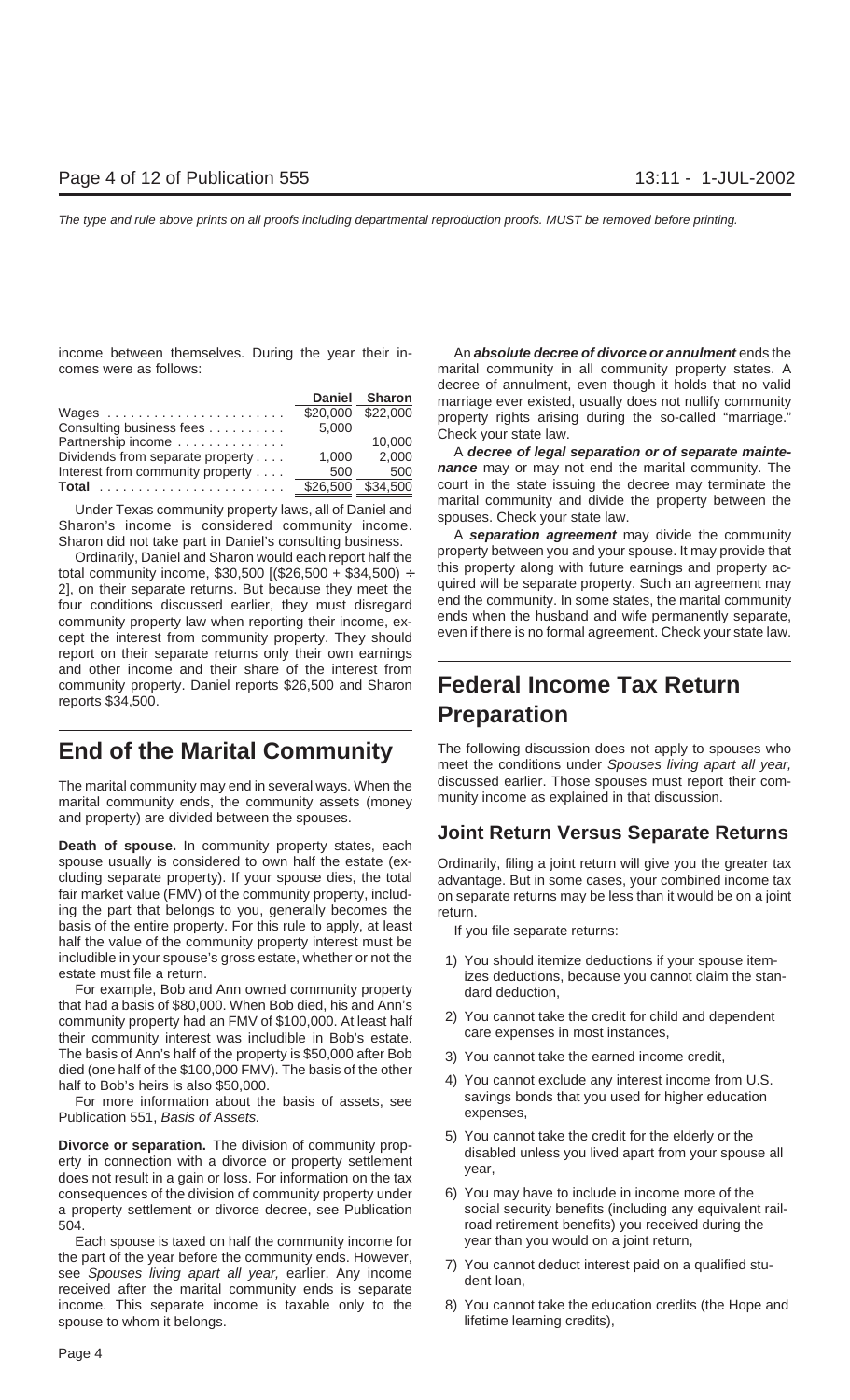income between themselves. During the year their incomes were as follows:

| | Daniel | Sharon |
|---|---|---|
| Wages | $20,000 | $22,000 |
| Consulting business fees | 5,000 | |
| Partnership income | | 10,000 |
| Dividends from separate property | 1,000 | 2,000 |
| Interest from community property | 500 | 500 |
| **Total** | $26,500 | $34,500 |

Under Texas community property laws, all of Daniel and Sharon's income is considered community income. Sharon did not take part in Daniel's consulting business.

Ordinarily, Daniel and Sharon would each report half the total community income, $30,500 [($26,500 + $34,500) ÷ 2], on their separate returns. But because they meet the four conditions discussed earlier, they must disregard community property law when reporting their income, except the interest from community property. They should report on their separate returns only their own earnings and other income and their share of the interest from community property. Daniel reports $26,500 and Sharon reports $34,500.

# End of the Marital Community

The marital community may end in several ways. When the marital community ends, the community assets (money and property) are divided between the spouses.

**Death of spouse.** In community property states, each spouse usually is considered to own half the estate (excluding separate property). If your spouse dies, the total fair market value (FMV) of the community property, including the part that belongs to you, generally becomes the basis of the entire property. For this rule to apply, at least half the value of the community property interest must be includible in your spouse's gross estate, whether or not the estate must file a return.

For example, Bob and Ann owned community property that had a basis of $80,000. When Bob died, his and Ann's community property had an FMV of $100,000. At least half their community interest was includible in Bob's estate. The basis of Ann's half of the property is $50,000 after Bob died (one half of the $100,000 FMV). The basis of the other half to Bob's heirs is also $50,000.

For more information about the basis of assets, see Publication 551, *Basis of Assets.*

**Divorce or separation.** The division of community property in connection with a divorce or property settlement does not result in a gain or loss. For information on the tax consequences of the division of community property under a property settlement or divorce decree, see Publication 504.

Each spouse is taxed on half the community income for the part of the year before the community ends. However, see *Spouses living apart all year,* earlier. Any income received after the marital community ends is separate income. This separate income is taxable only to the spouse to whom it belongs.

An ***absolute decree of divorce or annulment*** ends the marital community in all community property states. A decree of annulment, even though it holds that no valid marriage ever existed, usually does not nullify community property rights arising during the so-called "marriage." Check your state law.

A ***decree of legal separation or of separate maintenance*** may or may not end the marital community. The court in the state issuing the decree may terminate the marital community and divide the property between the spouses. Check your state law.

A ***separation agreement*** may divide the community property between you and your spouse. It may provide that this property along with future earnings and property acquired will be separate property. Such an agreement may end the community. In some states, the marital community ends when the husband and wife permanently separate, even if there is no formal agreement. Check your state law.

# Federal Income Tax Return Preparation

The following discussion does not apply to spouses who meet the conditions under *Spouses living apart all year,* discussed earlier. Those spouses must report their community income as explained in that discussion.

## Joint Return Versus Separate Returns

Ordinarily, filing a joint return will give you the greater tax advantage. But in some cases, your combined income tax on separate returns may be less than it would be on a joint return.

If you file separate returns:

1) You should itemize deductions if your spouse itemizes deductions, because you cannot claim the standard deduction,
2) You cannot take the credit for child and dependent care expenses in most instances,
3) You cannot take the earned income credit,
4) You cannot exclude any interest income from U.S. savings bonds that you used for higher education expenses,
5) You cannot take the credit for the elderly or the disabled unless you lived apart from your spouse all year,
6) You may have to include in income more of the social security benefits (including any equivalent railroad retirement benefits) you received during the year than you would on a joint return,
7) You cannot deduct interest paid on a qualified student loan,
8) You cannot take the education credits (the Hope and lifetime learning credits),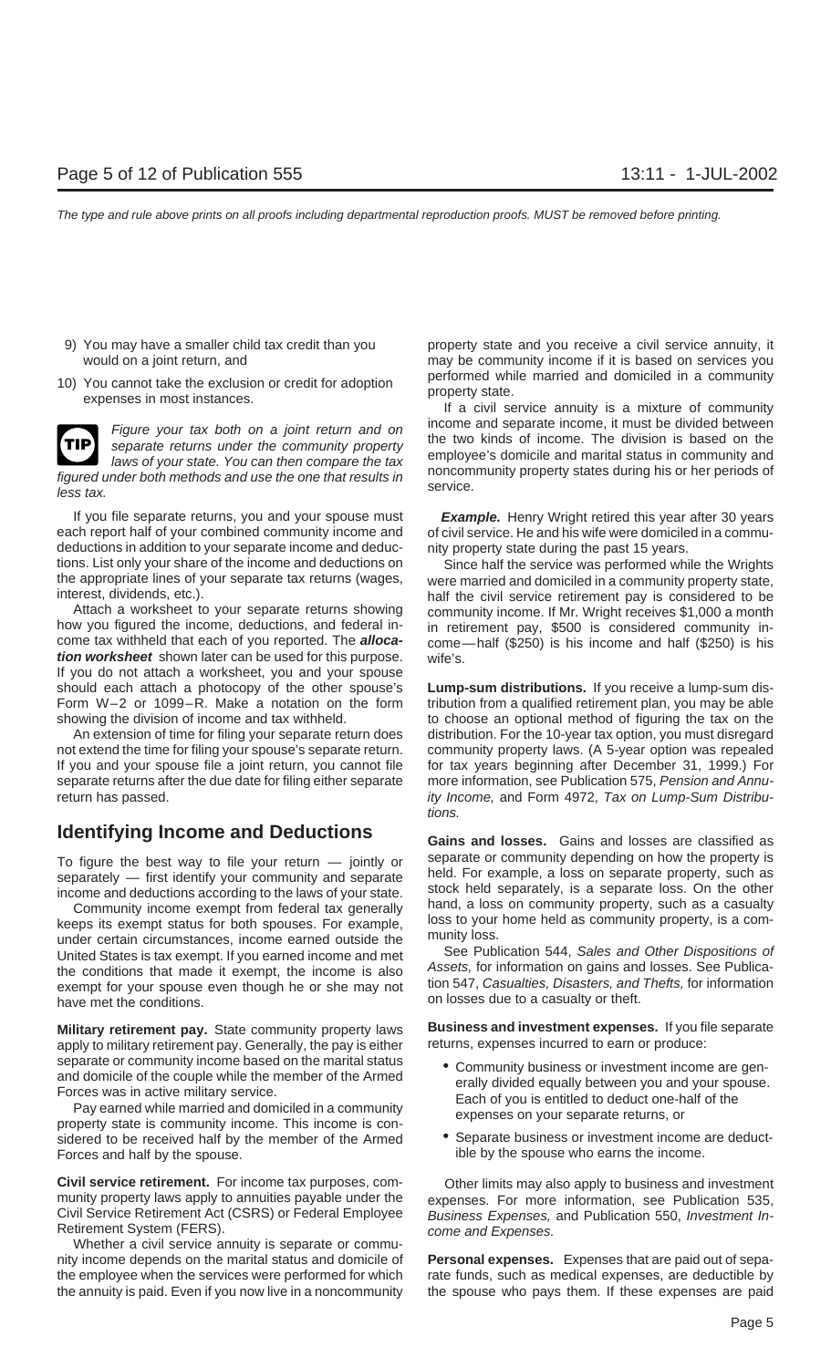9) You may have a smaller child tax credit than you would on a joint return, and

10) You cannot take the exclusion or credit for adoption expenses in most instances.

**TIP** *Figure your tax both on a joint return and on separate returns under the community property laws of your state. You can then compare the tax figured under both methods and use the one that results in less tax.*

If you file separate returns, you and your spouse must each report half of your combined community income and deductions in addition to your separate income and deductions. List only your share of the income and deductions on the appropriate lines of your separate tax returns (wages, interest, dividends, etc.).

Attach a worksheet to your separate returns showing how you figured the income, deductions, and federal income tax withheld that each of you reported. The ***allocation worksheet*** shown later can be used for this purpose. If you do not attach a worksheet, you and your spouse should each attach a photocopy of the other spouse's Form W–2 or 1099–R. Make a notation on the form showing the division of income and tax withheld.

An extension of time for filing your separate return does not extend the time for filing your spouse's separate return. If you and your spouse file a joint return, you cannot file separate returns after the due date for filing either separate return has passed.

## Identifying Income and Deductions

To figure the best way to file your return — jointly or separately — first identify your community and separate income and deductions according to the laws of your state.

Community income exempt from federal tax generally keeps its exempt status for both spouses. For example, under certain circumstances, income earned outside the United States is tax exempt. If you earned income and met the conditions that made it exempt, the income is also exempt for your spouse even though he or she may not have met the conditions.

**Military retirement pay.** State community property laws apply to military retirement pay. Generally, the pay is either separate or community income based on the marital status and domicile of the couple while the member of the Armed Forces was in active military service.

Pay earned while married and domiciled in a community property state is community income. This income is considered to be received half by the member of the Armed Forces and half by the spouse.

**Civil service retirement.** For income tax purposes, community property laws apply to annuities payable under the Civil Service Retirement Act (CSRS) or Federal Employee Retirement System (FERS).

Whether a civil service annuity is separate or community income depends on the marital status and domicile of the employee when the services were performed for which the annuity is paid. Even if you now live in a noncommunity property state and you receive a civil service annuity, it may be community income if it is based on services you performed while married and domiciled in a community property state.

If a civil service annuity is a mixture of community income and separate income, it must be divided between the two kinds of income. The division is based on the employee's domicile and marital status in community and noncommunity property states during his or her periods of service.

***Example.*** Henry Wright retired this year after 30 years of civil service. He and his wife were domiciled in a community property state during the past 15 years.

Since half the service was performed while the Wrights were married and domiciled in a community property state, half the civil service retirement pay is considered to be community income. If Mr. Wright receives $1,000 a month in retirement pay, $500 is considered community income—half ($250) is his income and half ($250) is his wife's.

**Lump-sum distributions.** If you receive a lump-sum distribution from a qualified retirement plan, you may be able to choose an optional method of figuring the tax on the distribution. For the 10-year tax option, you must disregard community property laws. (A 5-year option was repealed for tax years beginning after December 31, 1999.) For more information, see Publication 575, *Pension and Annuity Income,* and Form 4972, *Tax on Lump-Sum Distributions.*

**Gains and losses.** Gains and losses are classified as separate or community depending on how the property is held. For example, a loss on separate property, such as stock held separately, is a separate loss. On the other hand, a loss on community property, such as a casualty loss to your home held as community property, is a community loss.

See Publication 544, *Sales and Other Dispositions of Assets,* for information on gains and losses. See Publication 547, *Casualties, Disasters, and Thefts,* for information on losses due to a casualty or theft.

**Business and investment expenses.** If you file separate returns, expenses incurred to earn or produce:

- Community business or investment income are generally divided equally between you and your spouse. Each of you is entitled to deduct one-half of the expenses on your separate returns, or
- Separate business or investment income are deductible by the spouse who earns the income.

Other limits may also apply to business and investment expenses. For more information, see Publication 535, *Business Expenses,* and Publication 550, *Investment Income and Expenses.*

**Personal expenses.** Expenses that are paid out of separate funds, such as medical expenses, are deductible by the spouse who pays them. If these expenses are paid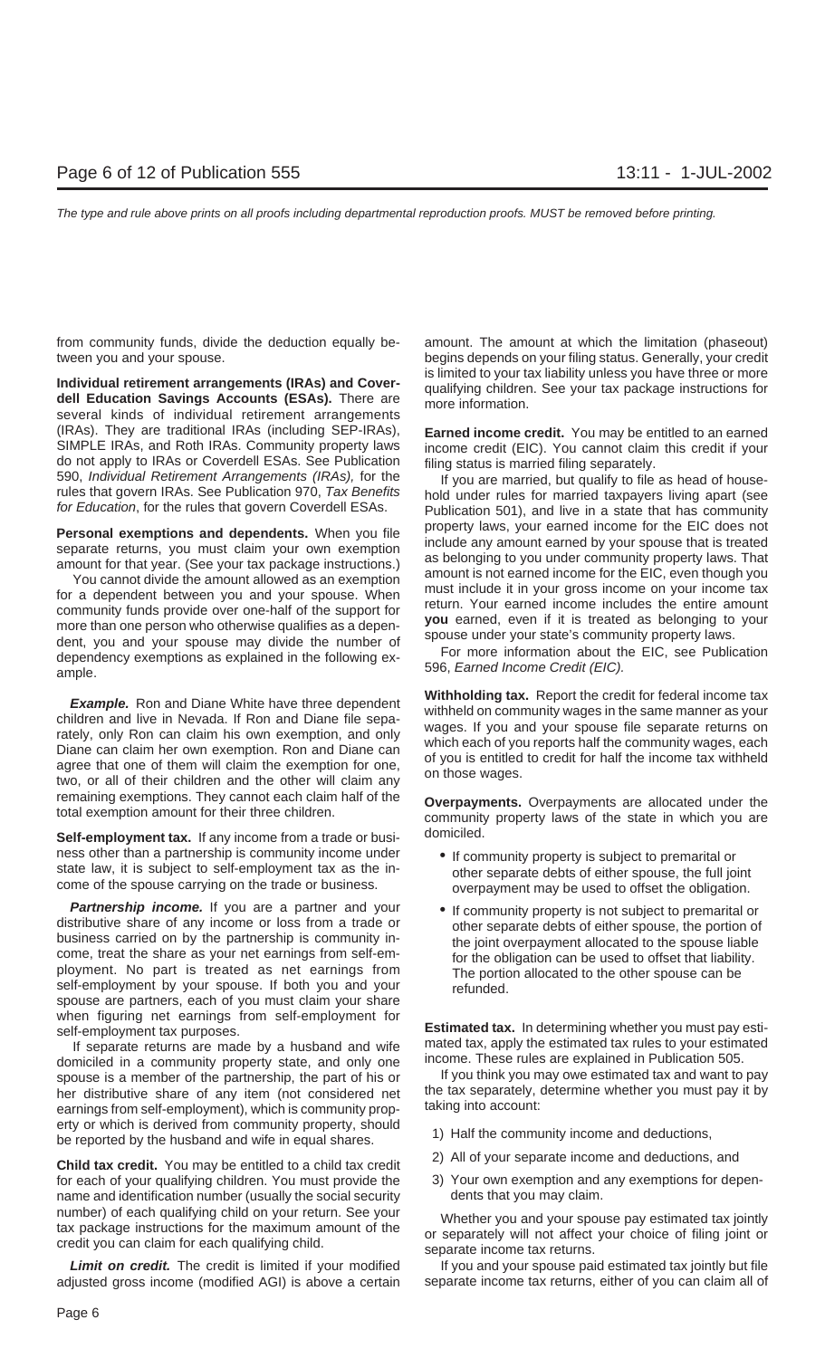from community funds, divide the deduction equally between you and your spouse.

**Individual retirement arrangements (IRAs) and Coverdell Education Savings Accounts (ESAs).** There are several kinds of individual retirement arrangements (IRAs). They are traditional IRAs (including SEP-IRAs), SIMPLE IRAs, and Roth IRAs. Community property laws do not apply to IRAs or Coverdell ESAs. See Publication 590, *Individual Retirement Arrangements (IRAs),* for the rules that govern IRAs. See Publication 970, *Tax Benefits for Education*, for the rules that govern Coverdell ESAs.

**Personal exemptions and dependents.** When you file separate returns, you must claim your own exemption amount for that year. (See your tax package instructions.)

You cannot divide the amount allowed as an exemption for a dependent between you and your spouse. When community funds provide over one-half of the support for more than one person who otherwise qualifies as a dependent, you and your spouse may divide the number of dependency exemptions as explained in the following example.

***Example.*** Ron and Diane White have three dependent children and live in Nevada. If Ron and Diane file separately, only Ron can claim his own exemption, and only Diane can claim her own exemption. Ron and Diane can agree that one of them will claim the exemption for one, two, or all of their children and the other will claim any remaining exemptions. They cannot each claim half of the total exemption amount for their three children.

**Self-employment tax.** If any income from a trade or business other than a partnership is community income under state law, it is subject to self-employment tax as the income of the spouse carrying on the trade or business.

***Partnership income.*** If you are a partner and your distributive share of any income or loss from a trade or business carried on by the partnership is community income, treat the share as your net earnings from self-employment. No part is treated as net earnings from self-employment by your spouse. If both you and your spouse are partners, each of you must claim your share when figuring net earnings from self-employment for self-employment tax purposes.

If separate returns are made by a husband and wife domiciled in a community property state, and only one spouse is a member of the partnership, the part of his or her distributive share of any item (not considered net earnings from self-employment), which is community property or which is derived from community property, should be reported by the husband and wife in equal shares.

**Child tax credit.** You may be entitled to a child tax credit for each of your qualifying children. You must provide the name and identification number (usually the social security number) of each qualifying child on your return. See your tax package instructions for the maximum amount of the credit you can claim for each qualifying child.

***Limit on credit.*** The credit is limited if your modified adjusted gross income (modified AGI) is above a certain amount. The amount at which the limitation (phaseout) begins depends on your filing status. Generally, your credit is limited to your tax liability unless you have three or more qualifying children. See your tax package instructions for more information.

**Earned income credit.** You may be entitled to an earned income credit (EIC). You cannot claim this credit if your filing status is married filing separately.

If you are married, but qualify to file as head of household under rules for married taxpayers living apart (see Publication 501), and live in a state that has community property laws, your earned income for the EIC does not include any amount earned by your spouse that is treated as belonging to you under community property laws. That amount is not earned income for the EIC, even though you must include it in your gross income on your income tax return. Your earned income includes the entire amount **you** earned, even if it is treated as belonging to your spouse under your state's community property laws.

For more information about the EIC, see Publication 596, *Earned Income Credit (EIC).*

**Withholding tax.** Report the credit for federal income tax withheld on community wages in the same manner as your wages. If you and your spouse file separate returns on which each of you reports half the community wages, each of you is entitled to credit for half the income tax withheld on those wages.

**Overpayments.** Overpayments are allocated under the community property laws of the state in which you are domiciled.

- If community property is subject to premarital or other separate debts of either spouse, the full joint overpayment may be used to offset the obligation.
- If community property is not subject to premarital or other separate debts of either spouse, the portion of the joint overpayment allocated to the spouse liable for the obligation can be used to offset that liability. The portion allocated to the other spouse can be refunded.

**Estimated tax.** In determining whether you must pay estimated tax, apply the estimated tax rules to your estimated income. These rules are explained in Publication 505.

If you think you may owe estimated tax and want to pay the tax separately, determine whether you must pay it by taking into account:

1) Half the community income and deductions,
2) All of your separate income and deductions, and
3) Your own exemption and any exemptions for dependents that you may claim.

Whether you and your spouse pay estimated tax jointly or separately will not affect your choice of filing joint or separate income tax returns.

If you and your spouse paid estimated tax jointly but file separate income tax returns, either of you can claim all of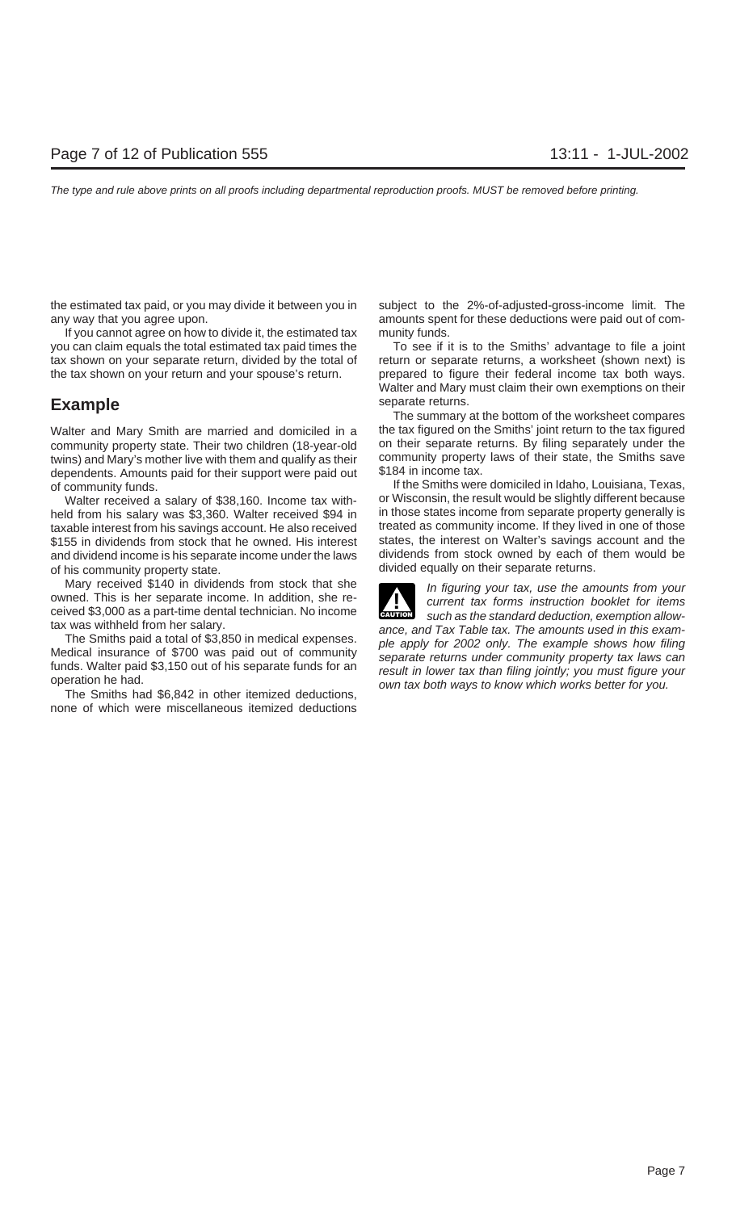the estimated tax paid, or you may divide it between you in any way that you agree upon.

If you cannot agree on how to divide it, the estimated tax you can claim equals the total estimated tax paid times the tax shown on your separate return, divided by the total of the tax shown on your return and your spouse's return.

## Example

Walter and Mary Smith are married and domiciled in a community property state. Their two children (18-year-old twins) and Mary's mother live with them and qualify as their dependents. Amounts paid for their support were paid out of community funds.

Walter received a salary of $38,160. Income tax withheld from his salary was $3,360. Walter received $94 in taxable interest from his savings account. He also received $155 in dividends from stock that he owned. His interest and dividend income is his separate income under the laws of his community property state.

Mary received $140 in dividends from stock that she owned. This is her separate income. In addition, she received $3,000 as a part-time dental technician. No income tax was withheld from her salary.

The Smiths paid a total of $3,850 in medical expenses. Medical insurance of $700 was paid out of community funds. Walter paid $3,150 out of his separate funds for an operation he had.

The Smiths had $6,842 in other itemized deductions, none of which were miscellaneous itemized deductions subject to the 2%-of-adjusted-gross-income limit. The amounts spent for these deductions were paid out of community funds.

To see if it is to the Smiths' advantage to file a joint return or separate returns, a worksheet (shown next) is prepared to figure their federal income tax both ways. Walter and Mary must claim their own exemptions on their separate returns.

The summary at the bottom of the worksheet compares the tax figured on the Smiths' joint return to the tax figured on their separate returns. By filing separately under the community property laws of their state, the Smiths save $184 in income tax.

If the Smiths were domiciled in Idaho, Louisiana, Texas, or Wisconsin, the result would be slightly different because in those states income from separate property generally is treated as community income. If they lived in one of those states, the interest on Walter's savings account and the dividends from stock owned by each of them would be divided equally on their separate returns.

**CAUTION:** *In figuring your tax, use the amounts from your current tax forms instruction booklet for items such as the standard deduction, exemption allowance, and Tax Table tax. The amounts used in this example apply for 2002 only. The example shows how filing separate returns under community property tax laws can result in lower tax than filing jointly; you must figure your own tax both ways to know which works better for you.*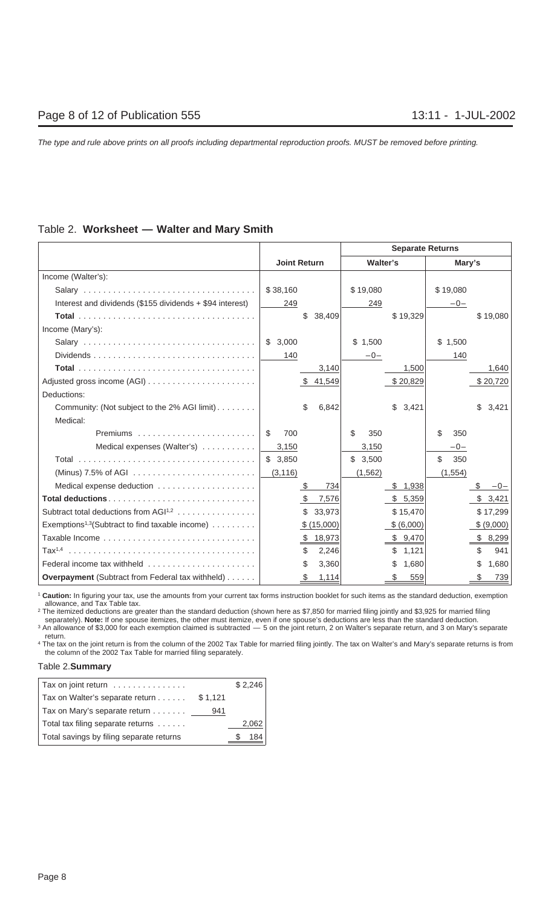The type and rule above prints on all proofs including departmental reproduction proofs. MUST be removed before printing.

Table 2. **Worksheet — Walter and Mary Smith**

| | Joint Return | | Separate Returns | | | |
|---|---|---|---|---|---|---|
| | | | Walter's | | Mary's | |
| Income (Walter's): | | | | | | |
| Salary | $38,160 | | $19,080 | | $19,080 | |
| Interest and dividends ($155 dividends + $94 interest) | 249 | | 249 | | –0– | |
| **Total** | | $ 38,409 | | $19,329 | | $19,080 |
| Income (Mary's): | | | | | | |
| Salary | $ 3,000 | | $ 1,500 | | $ 1,500 | |
| Dividends | 140 | | –0– | | 140 | |
| **Total** | | 3,140 | | 1,500 | | 1,640 |
| Adjusted gross income (AGI) | | $ 41,549 | | $20,829 | | $20,720 |
| Deductions: | | | | | | |
| Community: (Not subject to the 2% AGI limit) | | $ 6,842 | | $ 3,421 | | $ 3,421 |
| Medical: | | | | | | |
| Premiums | $ 700 | | $ 350 | | $ 350 | |
| Medical expenses (Walter's) | 3,150 | | 3,150 | | –0– | |
| Total | $ 3,850 | | $ 3,500 | | $ 350 | |
| (Minus) 7.5% of AGI | (3,116) | | (1,562) | | (1,554) | |
| Medical expense deduction | | $ 734 | | $ 1,938 | | $ –0– |
| **Total deductions** | | $ 7,576 | | $ 5,359 | | $ 3,421 |
| Subtract total deductions from AGI[1,2] | | $ 33,973 | | $15,470 | | $17,299 |
| Exemptions[1,3] (Subtract to find taxable income) | | $ (15,000) | | $ (6,000) | | $ (9,000) |
| Taxable Income | | $ 18,973 | | $ 9,470 | | $ 8,299 |
| Tax[1,4] | | $ 2,246 | | $ 1,121 | | $ 941 |
| Federal income tax withheld | | $ 3,360 | | $ 1,680 | | $ 1,680 |
| **Overpayment** (Subtract from Federal tax withheld) | | $ 1,114 | | $ 559 | | $ 739 |

[1] **Caution:** In figuring your tax, use the amounts from your current tax forms instruction booklet for such items as the standard deduction, exemption allowance, and Tax Table tax.

[2] The itemized deductions are greater than the standard deduction (shown here as $7,850 for married filing jointly and $3,925 for married filing separately). **Note:** If one spouse itemizes, the other must itemize, even if one spouse's deductions are less than the standard deduction.

[3] An allowance of $3,000 for each exemption claimed is subtracted — 5 on the joint return, 2 on Walter's separate return, and 3 on Mary's separate return.

[4] The tax on the joint return is from the column of the 2002 Tax Table for married filing jointly. The tax on Walter's and Mary's separate returns is from the column of the 2002 Tax Table for married filing separately.

Table 2.**Summary**

| | | |
|---|---|---|
| Tax on joint return | | $2,246 |
| Tax on Walter's separate return | $1,121 | |
| Tax on Mary's separate return | 941 | |
| Total tax filing separate returns | | 2,062 |
| Total savings by filing separate returns | | $ 184 |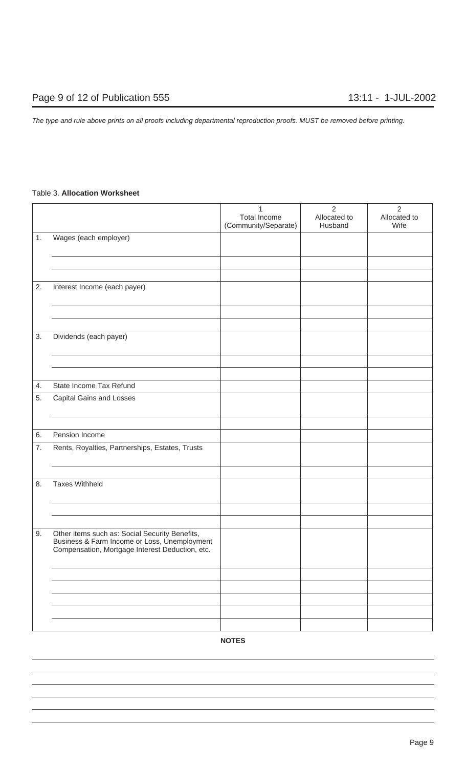*The type and rule above prints on all proofs including departmental reproduction proofs. MUST be removed before printing.*

Table 3. **Allocation Worksheet**

| | | 1<br>Total Income<br>(Community/Separate) | 2<br>Allocated to<br>Husband | 2<br>Allocated to<br>Wife |
|---|---|---|---|---|
| 1. | Wages (each employer) | | | |
| | | | | |
| | | | | |
| 2. | Interest Income (each payer) | | | |
| | | | | |
| | | | | |
| 3. | Dividends (each payer) | | | |
| | | | | |
| | | | | |
| 4. | State Income Tax Refund | | | |
| 5. | Capital Gains and Losses | | | |
| | | | | |
| 6. | Pension Income | | | |
| 7. | Rents, Royalties, Partnerships, Estates, Trusts | | | |
| | | | | |
| 8. | Taxes Withheld | | | |
| | | | | |
| | | | | |
| 9. | Other items such as: Social Security Benefits, Business & Farm Income or Loss, Unemployment Compensation, Mortgage Interest Deduction, etc. | | | |
| | | | | |
| | | | | |
| | | | | |
| | | | | |
| | | | | |

**NOTES**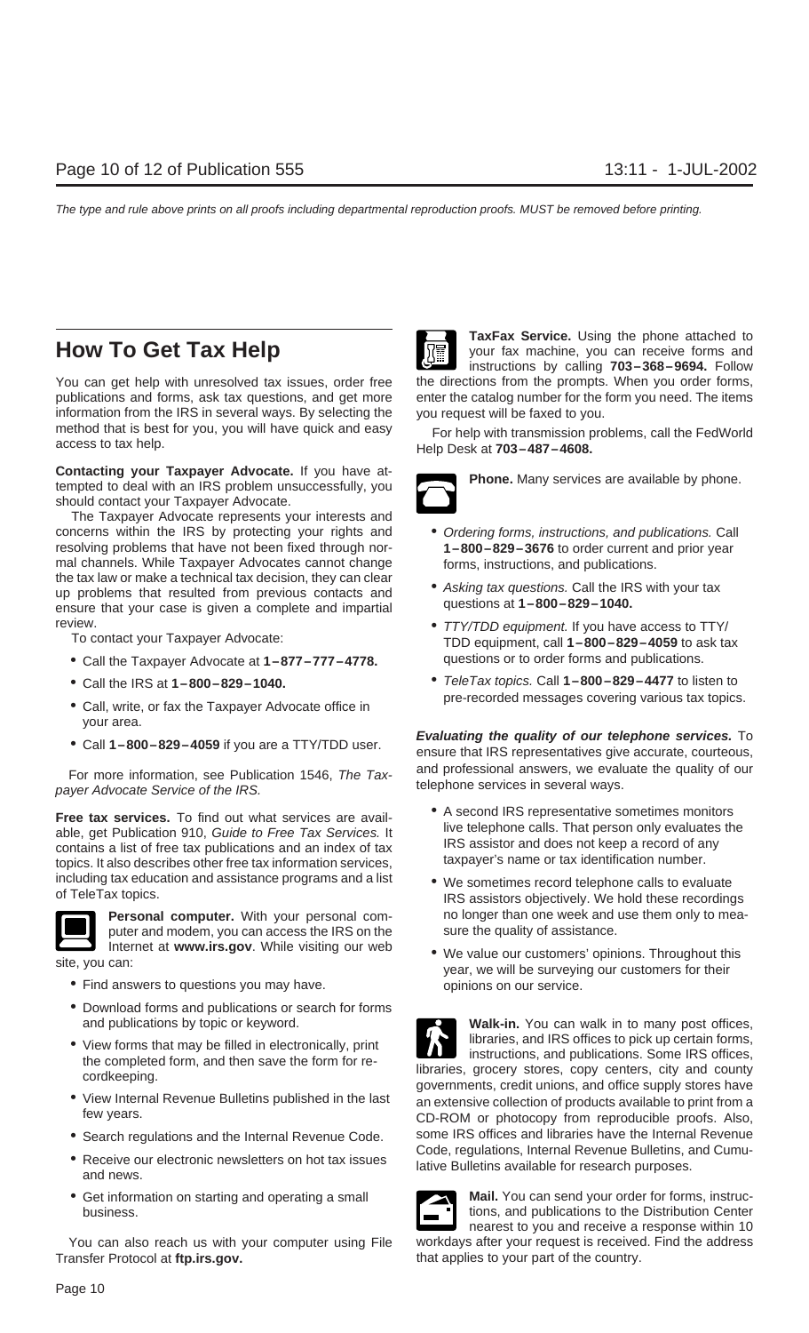# How To Get Tax Help

You can get help with unresolved tax issues, order free publications and forms, ask tax questions, and get more information from the IRS in several ways. By selecting the method that is best for you, you will have quick and easy access to tax help.

**Contacting your Taxpayer Advocate.** If you have attempted to deal with an IRS problem unsuccessfully, you should contact your Taxpayer Advocate.

The Taxpayer Advocate represents your interests and concerns within the IRS by protecting your rights and resolving problems that have not been fixed through normal channels. While Taxpayer Advocates cannot change the tax law or make a technical tax decision, they can clear up problems that resulted from previous contacts and ensure that your case is given a complete and impartial review.

To contact your Taxpayer Advocate:

- Call the Taxpayer Advocate at **1–877–777–4778.**
- Call the IRS at **1–800–829–1040.**
- Call, write, or fax the Taxpayer Advocate office in your area.
- Call **1–800–829–4059** if you are a TTY/TDD user.

For more information, see Publication 1546, *The Taxpayer Advocate Service of the IRS.*

**Free tax services.** To find out what services are available, get Publication 910, *Guide to Free Tax Services.* It contains a list of free tax publications and an index of tax topics. It also describes other free tax information services, including tax education and assistance programs and a list of TeleTax topics.

**Personal computer.** With your personal computer and modem, you can access the IRS on the Internet at **www.irs.gov**. While visiting our web site, you can:

- Find answers to questions you may have.
- Download forms and publications or search for forms and publications by topic or keyword.
- View forms that may be filled in electronically, print the completed form, and then save the form for recordkeeping.
- View Internal Revenue Bulletins published in the last few years.
- Search regulations and the Internal Revenue Code.
- Receive our electronic newsletters on hot tax issues and news.
- Get information on starting and operating a small business.

You can also reach us with your computer using File Transfer Protocol at **ftp.irs.gov.**

**TaxFax Service.** Using the phone attached to your fax machine, you can receive forms and instructions by calling **703–368–9694.** Follow the directions from the prompts. When you order forms, enter the catalog number for the form you need. The items you request will be faxed to you.

For help with transmission problems, call the FedWorld Help Desk at **703–487–4608.**

**Phone.** Many services are available by phone.

- *Ordering forms, instructions, and publications.* Call **1–800–829–3676** to order current and prior year forms, instructions, and publications.
- *Asking tax questions.* Call the IRS with your tax questions at **1–800–829–1040.**
- *TTY/TDD equipment.* If you have access to TTY/TDD equipment, call **1–800–829–4059** to ask tax questions or to order forms and publications.
- *TeleTax topics.* Call **1–800–829–4477** to listen to pre-recorded messages covering various tax topics.

***Evaluating the quality of our telephone services.*** To ensure that IRS representatives give accurate, courteous, and professional answers, we evaluate the quality of our telephone services in several ways.

- A second IRS representative sometimes monitors live telephone calls. That person only evaluates the IRS assistor and does not keep a record of any taxpayer's name or tax identification number.
- We sometimes record telephone calls to evaluate IRS assistors objectively. We hold these recordings no longer than one week and use them only to measure the quality of assistance.
- We value our customers' opinions. Throughout this year, we will be surveying our customers for their opinions on our service.

**Walk-in.** You can walk in to many post offices, libraries, and IRS offices to pick up certain forms, instructions, and publications. Some IRS offices, libraries, grocery stores, copy centers, city and county governments, credit unions, and office supply stores have an extensive collection of products available to print from a CD-ROM or photocopy from reproducible proofs. Also, some IRS offices and libraries have the Internal Revenue Code, regulations, Internal Revenue Bulletins, and Cumulative Bulletins available for research purposes.

**Mail.** You can send your order for forms, instructions, and publications to the Distribution Center nearest to you and receive a response within 10 workdays after your request is received. Find the address that applies to your part of the country.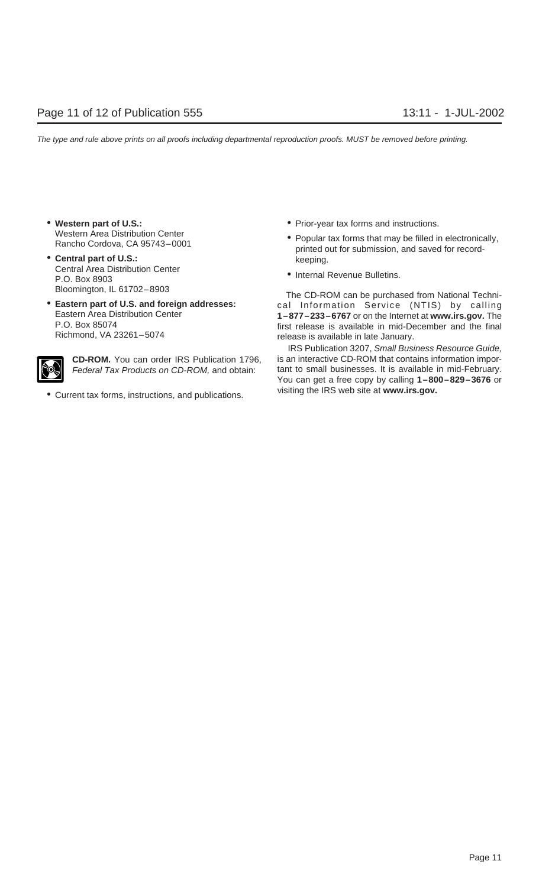- **Western part of U.S.:**
  Western Area Distribution Center
  Rancho Cordova, CA 95743–0001
- **Central part of U.S.:**
  Central Area Distribution Center
  P.O. Box 8903
  Bloomington, IL 61702–8903
- **Eastern part of U.S. and foreign addresses:**
  Eastern Area Distribution Center
  P.O. Box 85074
  Richmond, VA 23261–5074

**CD-ROM.** You can order IRS Publication 1796, *Federal Tax Products on CD-ROM,* and obtain:

- Current tax forms, instructions, and publications.
- Prior-year tax forms and instructions.
- Popular tax forms that may be filled in electronically, printed out for submission, and saved for recordkeeping.
- Internal Revenue Bulletins.

The CD-ROM can be purchased from National Technical Information Service (NTIS) by calling **1–877–233–6767** or on the Internet at **www.irs.gov.** The first release is available in mid-December and the final release is available in late January.

IRS Publication 3207, *Small Business Resource Guide,* is an interactive CD-ROM that contains information important to small businesses. It is available in mid-February. You can get a free copy by calling **1–800–829–3676** or visiting the IRS web site at **www.irs.gov.**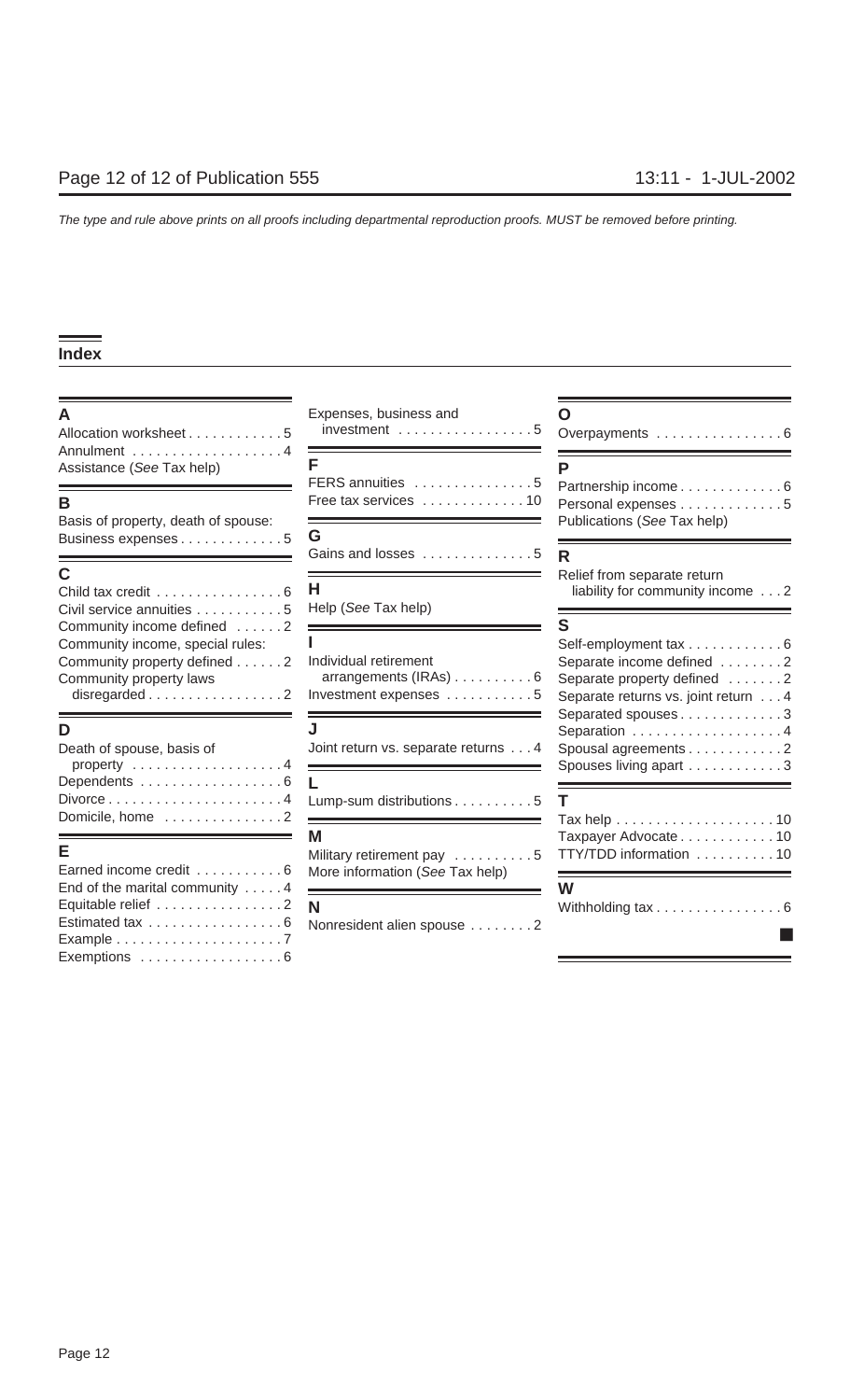## Index

**A**

Allocation worksheet . . . . . . . . . . . 5
Annulment . . . . . . . . . . . . . . . . . . 4
Assistance (*See* Tax help)

**B**

Basis of property, death of spouse:
Business expenses . . . . . . . . . . . . 5

**C**

Child tax credit . . . . . . . . . . . . . . . 6
Civil service annuities . . . . . . . . . . 5
Community income defined . . . . . . 2
Community income, special rules:
Community property defined . . . . . . 2
Community property laws disregarded . . . . . . . . . . . . . . . . 2

**D**

Death of spouse, basis of property . . . . . . . . . . . . . . . . . . 4
Dependents . . . . . . . . . . . . . . . . . 6
Divorce . . . . . . . . . . . . . . . . . . . . 4
Domicile, home . . . . . . . . . . . . . . 2

**E**

Earned income credit . . . . . . . . . . 6
End of the marital community . . . . . 4
Equitable relief . . . . . . . . . . . . . . . 2
Estimated tax . . . . . . . . . . . . . . . . 6
Example . . . . . . . . . . . . . . . . . . . . 7
Exemptions . . . . . . . . . . . . . . . . . 6
Expenses, business and investment . . . . . . . . . . . . . . . . 5

**F**

FERS annuities . . . . . . . . . . . . . . 5
Free tax services . . . . . . . . . . . . 10

**G**

Gains and losses . . . . . . . . . . . . . 5

**H**

Help (*See* Tax help)

**I**

Individual retirement arrangements (IRAs) . . . . . . . . . . 6
Investment expenses . . . . . . . . . . 5

**J**

Joint return vs. separate returns . . . 4

**L**

Lump-sum distributions . . . . . . . . . 5

**M**

Military retirement pay . . . . . . . . . 5
More information (*See* Tax help)

**N**

Nonresident alien spouse . . . . . . . . 2

**O**

Overpayments . . . . . . . . . . . . . . . 6

**P**

Partnership income . . . . . . . . . . . . 6
Personal expenses . . . . . . . . . . . . 5
Publications (*See* Tax help)

**R**

Relief from separate return liability for community income . . . 2

**S**

Self-employment tax . . . . . . . . . . . 6
Separate income defined . . . . . . . . 2
Separate property defined . . . . . . . 2
Separate returns vs. joint return . . . 4
Separated spouses . . . . . . . . . . . . 3
Separation . . . . . . . . . . . . . . . . . . 4
Spousal agreements . . . . . . . . . . . 2
Spouses living apart . . . . . . . . . . . 3

**T**

Tax help . . . . . . . . . . . . . . . . . . . 10
Taxpayer Advocate . . . . . . . . . . . 10
TTY/TDD information . . . . . . . . . 10

**W**

Withholding tax . . . . . . . . . . . . . . . 6

■